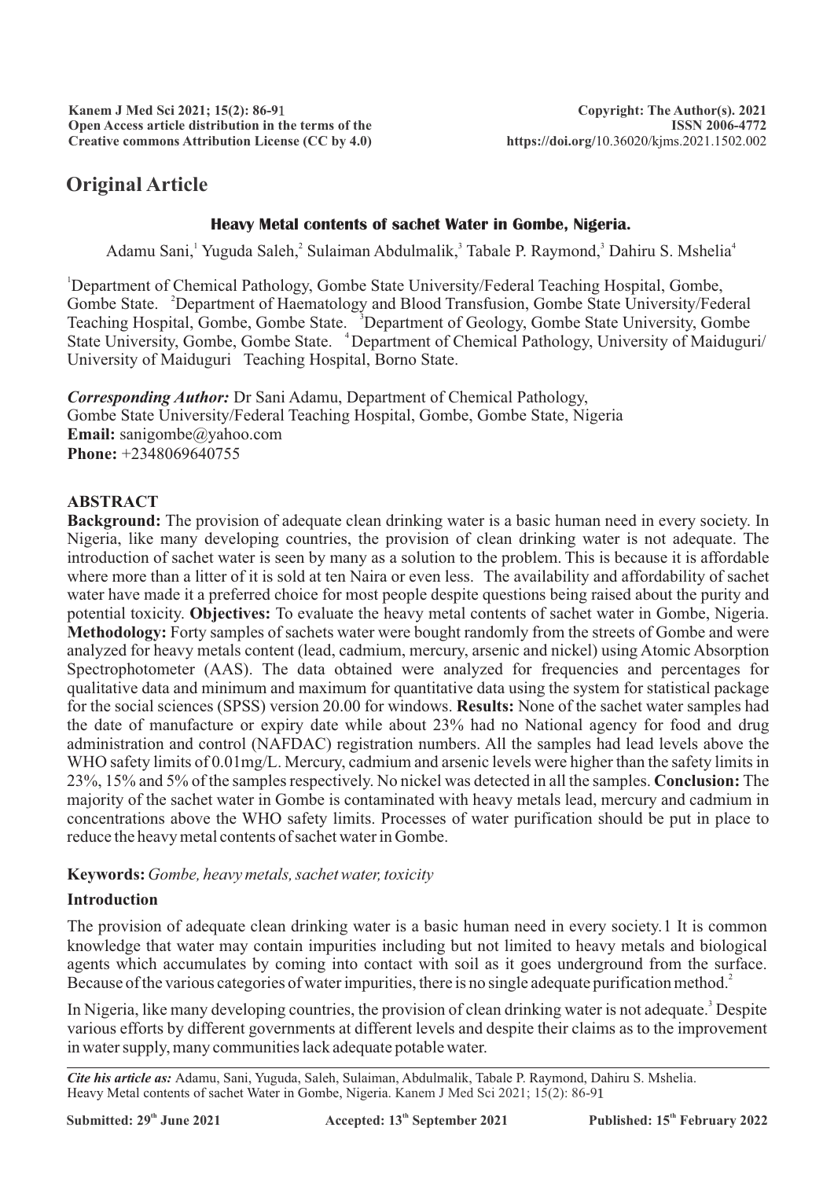## Original Article

### Heavy Metal contents of sachet Water in Gombe, Nigeria.

Adamu Sani,[1] Yuguda Saleh,[2] Sulaiman Abdulmalik,[3] Tabale P. Raymond,[3] Dahiru S. Mshelia[4]

[1]Department of Chemical Pathology, Gombe State University/Federal Teaching Hospital, Gombe, Gombe State. [2]Department of Haematology and Blood Transfusion, Gombe State University/Federal Teaching Hospital, Gombe, Gombe State. [3]Department of Geology, Gombe State University, Gombe State University, Gombe, Gombe State. [4]Department of Chemical Pathology, University of Maiduguri/ University of Maiduguri Teaching Hospital, Borno State.

***Corresponding Author:*** Dr Sani Adamu, Department of Chemical Pathology, Gombe State University/Federal Teaching Hospital, Gombe, Gombe State, Nigeria
**Email:** sanigombe@yahoo.com
**Phone:** +2348069640755

### ABSTRACT

**Background:** The provision of adequate clean drinking water is a basic human need in every society. In Nigeria, like many developing countries, the provision of clean drinking water is not adequate. The introduction of sachet water is seen by many as a solution to the problem. This is because it is affordable where more than a litter of it is sold at ten Naira or even less. The availability and affordability of sachet water have made it a preferred choice for most people despite questions being raised about the purity and potential toxicity. **Objectives:** To evaluate the heavy metal contents of sachet water in Gombe, Nigeria. **Methodology:** Forty samples of sachets water were bought randomly from the streets of Gombe and were analyzed for heavy metals content (lead, cadmium, mercury, arsenic and nickel) using Atomic Absorption Spectrophotometer (AAS). The data obtained were analyzed for frequencies and percentages for qualitative data and minimum and maximum for quantitative data using the system for statistical package for the social sciences (SPSS) version 20.00 for windows. **Results:** None of the sachet water samples had the date of manufacture or expiry date while about 23% had no National agency for food and drug administration and control (NAFDAC) registration numbers. All the samples had lead levels above the WHO safety limits of 0.01mg/L. Mercury, cadmium and arsenic levels were higher than the safety limits in 23%, 15% and 5% of the samples respectively. No nickel was detected in all the samples. **Conclusion:** The majority of the sachet water in Gombe is contaminated with heavy metals lead, mercury and cadmium in concentrations above the WHO safety limits. Processes of water purification should be put in place to reduce the heavy metal contents of sachet water in Gombe.

**Keywords:** *Gombe, heavy metals, sachet water, toxicity*

### Introduction

The provision of adequate clean drinking water is a basic human need in every society.1 It is common knowledge that water may contain impurities including but not limited to heavy metals and biological agents which accumulates by coming into contact with soil as it goes underground from the surface. Because of the various categories of water impurities, there is no single adequate purification method.[2]

In Nigeria, like many developing countries, the provision of clean drinking water is not adequate.[3] Despite various efforts by different governments at different levels and despite their claims as to the improvement in water supply, many communities lack adequate potable water.

***Cite his article as:*** Adamu, Sani, Yuguda, Saleh, Sulaiman, Abdulmalik, Tabale P. Raymond, Dahiru S. Mshelia. Heavy Metal contents of sachet Water in Gombe, Nigeria. Kanem J Med Sci 2021; 15(2): 86-91

**Submitted: 29th June 2021** **Accepted: 13th September 2021** **Published: 15th February 2022**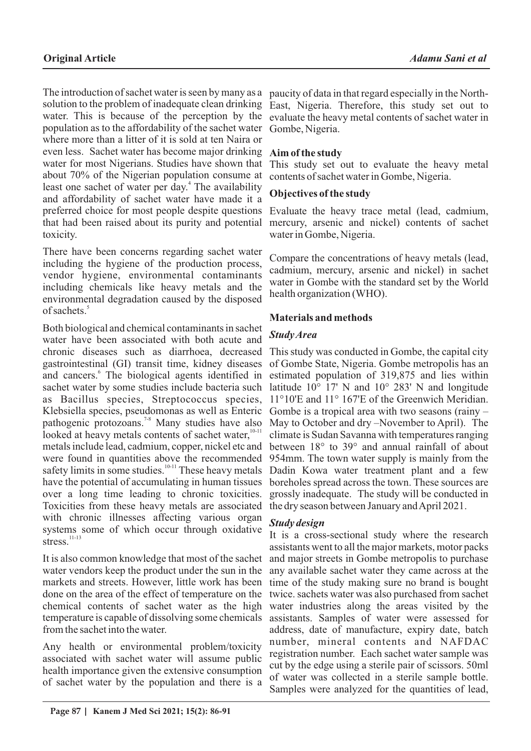The introduction of sachet water is seen by many as a solution to the problem of inadequate clean drinking water. This is because of the perception by the population as to the affordability of the sachet water where more than a litter of it is sold at ten Naira or even less. Sachet water has become major drinking water for most Nigerians. Studies have shown that about 70% of the Nigerian population consume at least one sachet of water per day.[4] The availability and affordability of sachet water have made it a preferred choice for most people despite questions that had been raised about its purity and potential toxicity.

There have been concerns regarding sachet water including the hygiene of the production process, vendor hygiene, environmental contaminants including chemicals like heavy metals and the environmental degradation caused by the disposed of sachets.[5]

Both biological and chemical contaminants in sachet water have been associated with both acute and chronic diseases such as diarrhoea, decreased gastrointestinal (GI) transit time, kidney diseases and cancers.[6] The biological agents identified in sachet water by some studies include bacteria such as Bacillus species, Streptococcus species, Klebsiella species, pseudomonas as well as Enteric pathogenic protozoans.[7-8] Many studies have also looked at heavy metals contents of sachet water,[10-11] metals include lead, cadmium, copper, nickel etc and were found in quantities above the recommended safety limits in some studies.[10-11] These heavy metals have the potential of accumulating in human tissues over a long time leading to chronic toxicities. Toxicities from these heavy metals are associated with chronic illnesses affecting various organ systems some of which occur through oxidative stress.[11-13]

It is also common knowledge that most of the sachet water vendors keep the product under the sun in the markets and streets. However, little work has been done on the area of the effect of temperature on the chemical contents of sachet water as the high temperature is capable of dissolving some chemicals from the sachet into the water.

Any health or environmental problem/toxicity associated with sachet water will assume public health importance given the extensive consumption of sachet water by the population and there is a paucity of data in that regard especially in the North-East, Nigeria. Therefore, this study set out to evaluate the heavy metal contents of sachet water in Gombe, Nigeria.

### Aim of the study

This study set out to evaluate the heavy metal contents of sachet water in Gombe, Nigeria.

### Objectives of the study

Evaluate the heavy trace metal (lead, cadmium, mercury, arsenic and nickel) contents of sachet water in Gombe, Nigeria.

Compare the concentrations of heavy metals (lead, cadmium, mercury, arsenic and nickel) in sachet water in Gombe with the standard set by the World health organization (WHO).

## Materials and methods

### *Study Area*

This study was conducted in Gombe, the capital city of Gombe State, Nigeria. Gombe metropolis has an estimated population of 319,875 and lies within latitude 10° 17' N and 10° 283' N and longitude 11°10'E and 11° 167'E of the Greenwich Meridian. Gombe is a tropical area with two seasons (rainy – May to October and dry –November to April). The climate is Sudan Savanna with temperatures ranging between 18° to 39° and annual rainfall of about 954mm. The town water supply is mainly from the Dadin Kowa water treatment plant and a few boreholes spread across the town. These sources are grossly inadequate. The study will be conducted in the dry season between January and April 2021.

### *Study design*

It is a cross-sectional study where the research assistants went to all the major markets, motor packs and major streets in Gombe metropolis to purchase any available sachet water they came across at the time of the study making sure no brand is bought twice. sachets water was also purchased from sachet water industries along the areas visited by the assistants. Samples of water were assessed for address, date of manufacture, expiry date, batch number, mineral contents and NAFDAC registration number. Each sachet water sample was cut by the edge using a sterile pair of scissors. 50ml of water was collected in a sterile sample bottle. Samples were analyzed for the quantities of lead,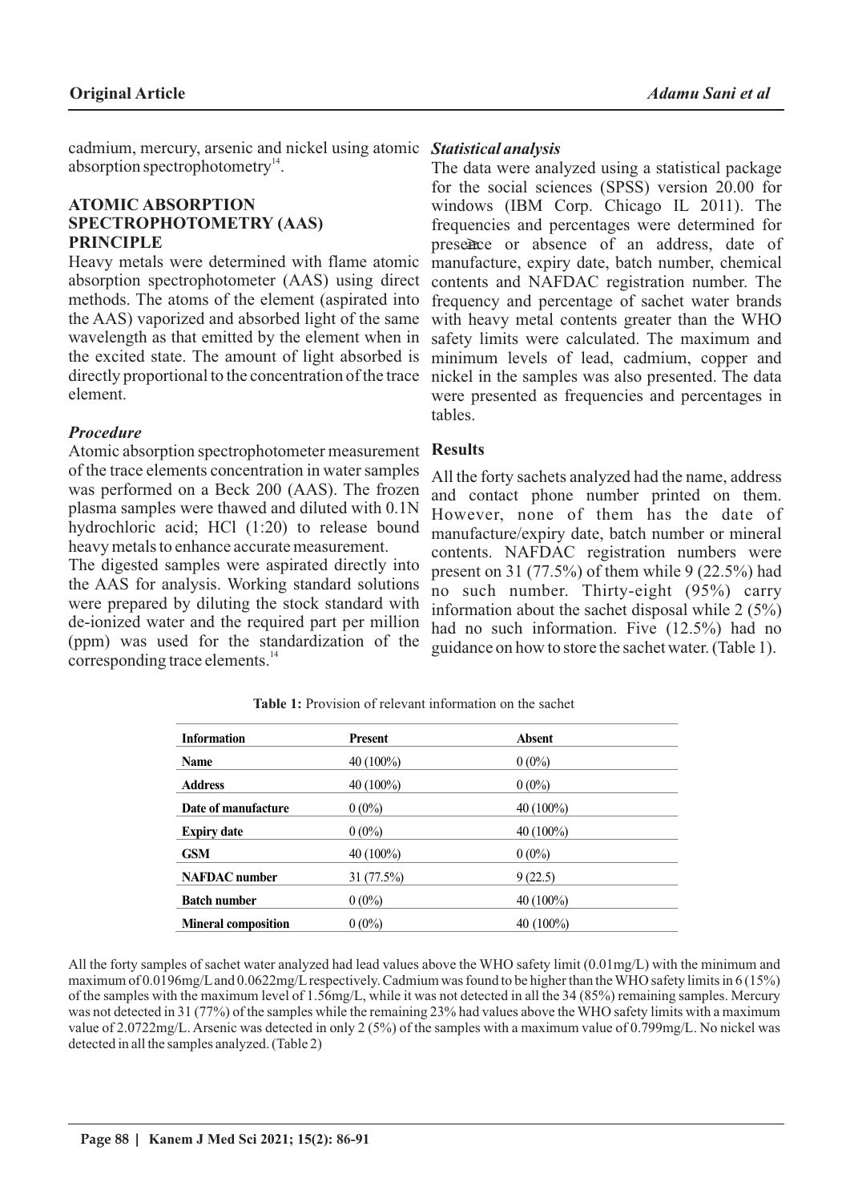cadmium, mercury, arsenic and nickel using atomic absorption spectrophotometry[14].

## ATOMIC ABSORPTION SPECTROPHOTOMETRY (AAS) PRINCIPLE

Heavy metals were determined with flame atomic absorption spectrophotometer (AAS) using direct methods. The atoms of the element (aspirated into the AAS) vaporized and absorbed light of the same wavelength as that emitted by the element when in the excited state. The amount of light absorbed is directly proportional to the concentration of the trace element.

### *Procedure*

Atomic absorption spectrophotometer measurement of the trace elements concentration in water samples was performed on a Beck 200 (AAS). The frozen plasma samples were thawed and diluted with 0.1N hydrochloric acid; HCl (1:20) to release bound heavy metals to enhance accurate measurement.

The digested samples were aspirated directly into the AAS for analysis. Working standard solutions were prepared by diluting the stock standard with de-ionized water and the required part per million (ppm) was used for the standardization of the corresponding trace elements.[14]

### *Statistical analysis*

The data were analyzed using a statistical package for the social sciences (SPSS) version 20.00 for windows (IBM Corp. Chicago IL 2011). The frequencies and percentages were determined for presence or absence of an address, date of manufacture, expiry date, batch number, chemical contents and NAFDAC registration number. The frequency and percentage of sachet water brands with heavy metal contents greater than the WHO safety limits were calculated. The maximum and minimum levels of lead, cadmium, copper and nickel in the samples was also presented. The data were presented as frequencies and percentages in tables.

## Results

All the forty sachets analyzed had the name, address and contact phone number printed on them. However, none of them has the date of manufacture/expiry date, batch number or mineral contents. NAFDAC registration numbers were present on 31 (77.5%) of them while 9 (22.5%) had no such number. Thirty-eight (95%) carry information about the sachet disposal while 2 (5%) had no such information. Five (12.5%) had no guidance on how to store the sachet water. (Table 1).

**Table 1:** Provision of relevant information on the sachet

| Information | Present | Absent |
|---|---|---|
| **Name** | 40 (100%) | 0 (0%) |
| **Address** | 40 (100%) | 0 (0%) |
| **Date of manufacture** | 0 (0%) | 40 (100%) |
| **Expiry date** | 0 (0%) | 40 (100%) |
| **GSM** | 40 (100%) | 0 (0%) |
| **NAFDAC number** | 31 (77.5%) | 9 (22.5) |
| **Batch number** | 0 (0%) | 40 (100%) |
| **Mineral composition** | 0 (0%) | 40 (100%) |

All the forty samples of sachet water analyzed had lead values above the WHO safety limit (0.01mg/L) with the minimum and maximum of 0.0196mg/L and 0.0622mg/L respectively. Cadmium was found to be higher than the WHO safety limits in 6 (15%) of the samples with the maximum level of 1.56mg/L, while it was not detected in all the 34 (85%) remaining samples. Mercury was not detected in 31 (77%) of the samples while the remaining 23% had values above the WHO safety limits with a maximum value of 2.0722mg/L. Arsenic was detected in only 2 (5%) of the samples with a maximum value of 0.799mg/L. No nickel was detected in all the samples analyzed. (Table 2)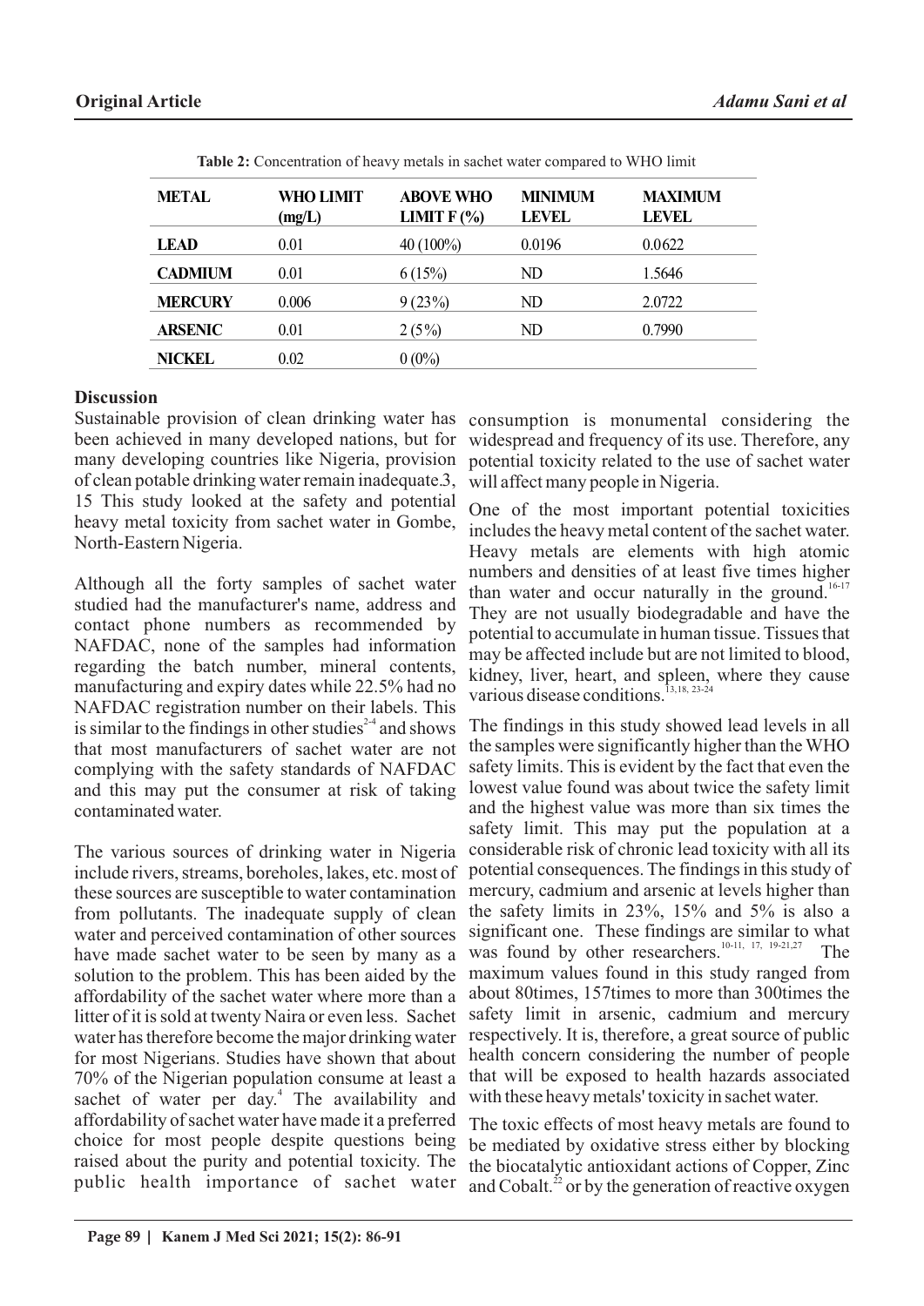**Table 2:** Concentration of heavy metals in sachet water compared to WHO limit

| METAL | WHO LIMIT (mg/L) | ABOVE WHO LIMIT F (%) | MINIMUM LEVEL | MAXIMUM LEVEL |
|---|---|---|---|---|
| LEAD | 0.01 | 40 (100%) | 0.0196 | 0.0622 |
| CADMIUM | 0.01 | 6 (15%) | ND | 1.5646 |
| MERCURY | 0.006 | 9 (23%) | ND | 2.0722 |
| ARSENIC | 0.01 | 2 (5%) | ND | 0.7990 |
| NICKEL | 0.02 | 0 (0%) | | |

## Discussion

Sustainable provision of clean drinking water has been achieved in many developed nations, but for many developing countries like Nigeria, provision of clean potable drinking water remain inadequate.3, 15 This study looked at the safety and potential heavy metal toxicity from sachet water in Gombe, North-Eastern Nigeria.

Although all the forty samples of sachet water studied had the manufacturer's name, address and contact phone numbers as recommended by NAFDAC, none of the samples had information regarding the batch number, mineral contents, manufacturing and expiry dates while 22.5% had no NAFDAC registration number on their labels. This is similar to the findings in other studies[2-4] and shows that most manufacturers of sachet water are not complying with the safety standards of NAFDAC and this may put the consumer at risk of taking contaminated water.

The various sources of drinking water in Nigeria include rivers, streams, boreholes, lakes, etc. most of these sources are susceptible to water contamination from pollutants. The inadequate supply of clean water and perceived contamination of other sources have made sachet water to be seen by many as a solution to the problem. This has been aided by the affordability of the sachet water where more than a litter of it is sold at twenty Naira or even less. Sachet water has therefore become the major drinking water for most Nigerians. Studies have shown that about 70% of the Nigerian population consume at least a sachet of water per day.[4] The availability and affordability of sachet water have made it a preferred choice for most people despite questions being raised about the purity and potential toxicity. The public health importance of sachet water consumption is monumental considering the widespread and frequency of its use. Therefore, any potential toxicity related to the use of sachet water will affect many people in Nigeria.

One of the most important potential toxicities includes the heavy metal content of the sachet water. Heavy metals are elements with high atomic numbers and densities of at least five times higher than water and occur naturally in the ground.[16-17] They are not usually biodegradable and have the potential to accumulate in human tissue. Tissues that may be affected include but are not limited to blood, kidney, liver, heart, and spleen, where they cause various disease conditions.[13,18, 23-24]

The findings in this study showed lead levels in all the samples were significantly higher than the WHO safety limits. This is evident by the fact that even the lowest value found was about twice the safety limit and the highest value was more than six times the safety limit. This may put the population at a considerable risk of chronic lead toxicity with all its potential consequences. The findings in this study of mercury, cadmium and arsenic at levels higher than the safety limits in 23%, 15% and 5% is also a significant one. These findings are similar to what was found by other researchers.[10-11, 17, 19-21,27] The maximum values found in this study ranged from about 80times, 157times to more than 300times the safety limit in arsenic, cadmium and mercury respectively. It is, therefore, a great source of public health concern considering the number of people that will be exposed to health hazards associated with these heavy metals' toxicity in sachet water.

The toxic effects of most heavy metals are found to be mediated by oxidative stress either by blocking the biocatalytic antioxidant actions of Copper, Zinc and Cobalt.[22] or by the generation of reactive oxygen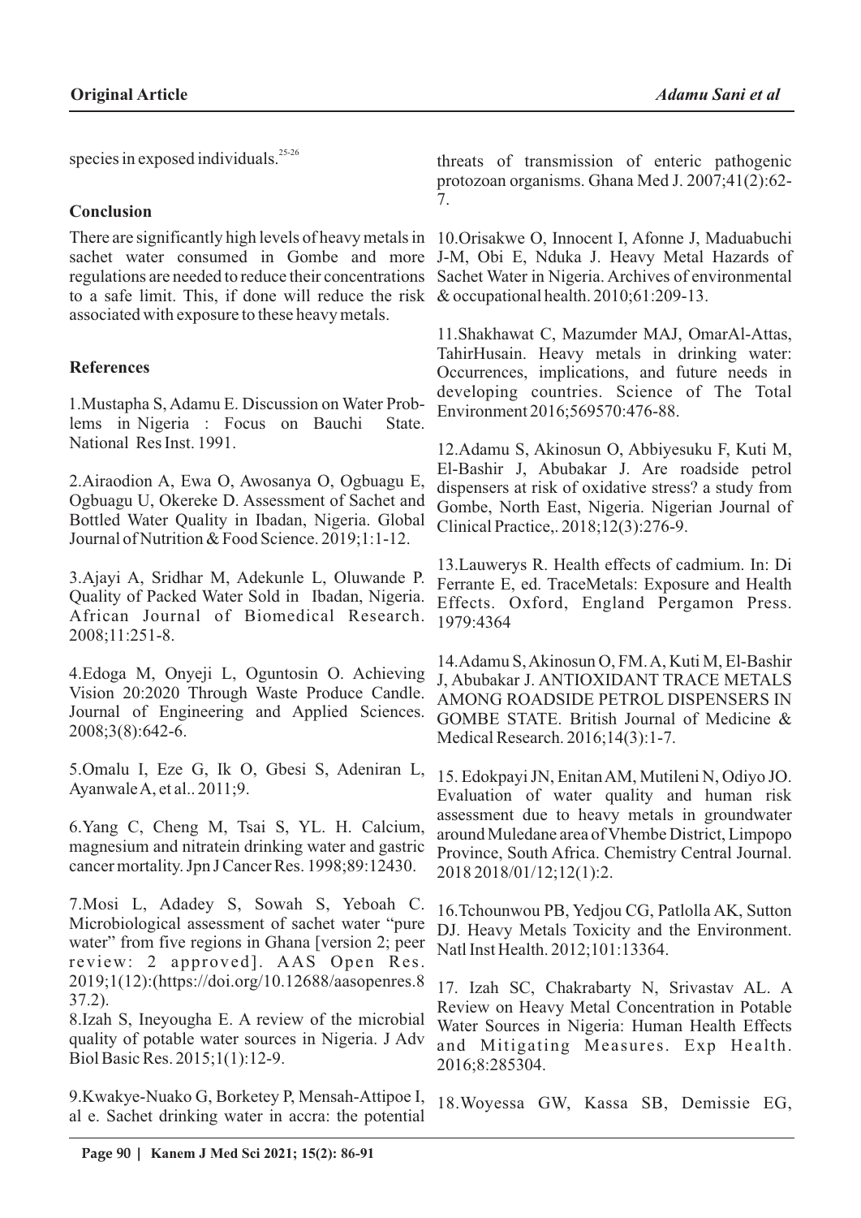species in exposed individuals.[25-26]

## Conclusion

There are significantly high levels of heavy metals in sachet water consumed in Gombe and more regulations are needed to reduce their concentrations to a safe limit. This, if done will reduce the risk associated with exposure to these heavy metals.

## References

1.Mustapha S, Adamu E. Discussion on Water Problems in Nigeria : Focus on Bauchi State. National Res Inst. 1991.

2.Airaodion A, Ewa O, Awosanya O, Ogbuagu E, Ogbuagu U, Okereke D. Assessment of Sachet and Bottled Water Quality in Ibadan, Nigeria. Global Journal of Nutrition & Food Science. 2019;1:1-12.

3.Ajayi A, Sridhar M, Adekunle L, Oluwande P. Quality of Packed Water Sold in Ibadan, Nigeria. African Journal of Biomedical Research. 2008;11:251-8.

4.Edoga M, Onyeji L, Oguntosin O. Achieving Vision 20:2020 Through Waste Produce Candle. Journal of Engineering and Applied Sciences. 2008;3(8):642-6.

5.Omalu I, Eze G, Ik O, Gbesi S, Adeniran L, Ayanwale A, et al.. 2011;9.

6.Yang C, Cheng M, Tsai S, YL. H. Calcium, magnesium and nitratein drinking water and gastric cancer mortality. Jpn J Cancer Res. 1998;89:12430.

7.Mosi L, Adadey S, Sowah S, Yeboah C. Microbiological assessment of sachet water "pure water" from five regions in Ghana [version 2; peer review: 2 approved]. AAS Open Res. 2019;1(12):(https://doi.org/10.12688/aasopenres.8 37.2).

8.Izah S, Ineyougha E. A review of the microbial quality of potable water sources in Nigeria. J Adv Biol Basic Res. 2015;1(1):12-9.

9.Kwakye-Nuako G, Borketey P, Mensah-Attipoe I, al e. Sachet drinking water in accra: the potential threats of transmission of enteric pathogenic protozoan organisms. Ghana Med J. 2007;41(2):62-7.

10.Orisakwe O, Innocent I, Afonne J, Maduabuchi J-M, Obi E, Nduka J. Heavy Metal Hazards of Sachet Water in Nigeria. Archives of environmental & occupational health. 2010;61:209-13.

11.Shakhawat C, Mazumder MAJ, OmarAl-Attas, TahirHusain. Heavy metals in drinking water: Occurrences, implications, and future needs in developing countries. Science of The Total Environment 2016;569570:476-88.

12.Adamu S, Akinosun O, Abbiyesuku F, Kuti M, El-Bashir J, Abubakar J. Are roadside petrol dispensers at risk of oxidative stress? a study from Gombe, North East, Nigeria. Nigerian Journal of Clinical Practice,. 2018;12(3):276-9.

13.Lauwerys R. Health effects of cadmium. In: Di Ferrante E, ed. TraceMetals: Exposure and Health Effects. Oxford, England Pergamon Press. 1979:4364

14.Adamu S, Akinosun O, FM. A, Kuti M, El-Bashir J, Abubakar J. ANTIOXIDANT TRACE METALS AMONG ROADSIDE PETROL DISPENSERS IN GOMBE STATE. British Journal of Medicine & Medical Research. 2016;14(3):1-7.

15. Edokpayi JN, Enitan AM, Mutileni N, Odiyo JO. Evaluation of water quality and human risk assessment due to heavy metals in groundwater around Muledane area of Vhembe District, Limpopo Province, South Africa. Chemistry Central Journal. 2018 2018/01/12;12(1):2.

16.Tchounwou PB, Yedjou CG, Patlolla AK, Sutton DJ. Heavy Metals Toxicity and the Environment. Natl Inst Health. 2012;101:13364.

17. Izah SC, Chakrabarty N, Srivastav AL. A Review on Heavy Metal Concentration in Potable Water Sources in Nigeria: Human Health Effects and Mitigating Measures. Exp Health. 2016;8:285304.

18.Woyessa GW, Kassa SB, Demissie EG,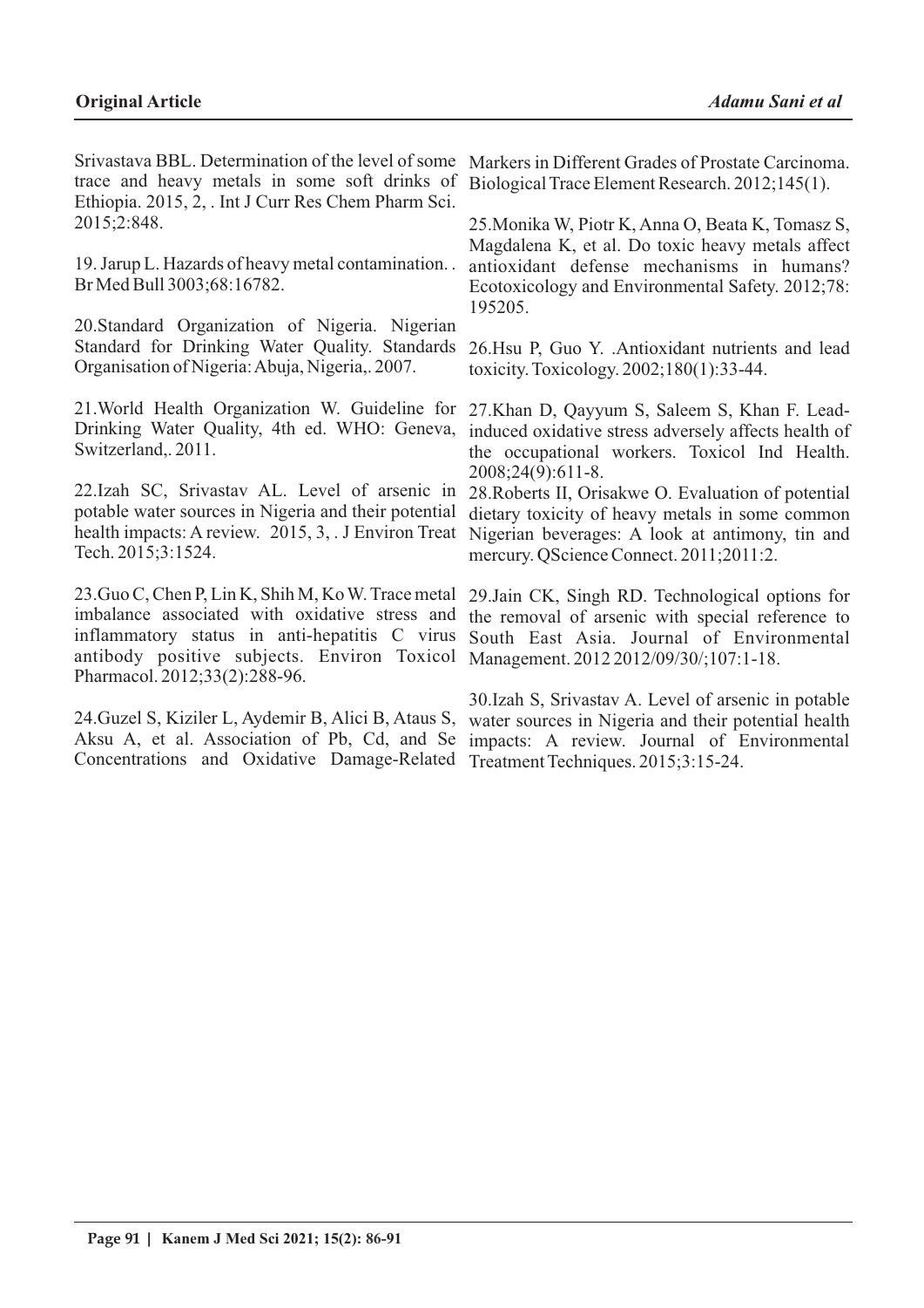Srivastava BBL. Determination of the level of some trace and heavy metals in some soft drinks of Ethiopia. 2015, 2, . Int J Curr Res Chem Pharm Sci. 2015;2:848.

19. Jarup L. Hazards of heavy metal contamination. . Br Med Bull 3003;68:16782.

20.Standard Organization of Nigeria. Nigerian Standard for Drinking Water Quality. Standards Organisation of Nigeria: Abuja, Nigeria,. 2007.

21.World Health Organization W. Guideline for Drinking Water Quality, 4th ed. WHO: Geneva, Switzerland,. 2011.

22.Izah SC, Srivastav AL. Level of arsenic in potable water sources in Nigeria and their potential health impacts: A review. 2015, 3, . J Environ Treat Tech. 2015;3:1524.

23.Guo C, Chen P, Lin K, Shih M, Ko W. Trace metal imbalance associated with oxidative stress and inflammatory status in anti-hepatitis C virus antibody positive subjects. Environ Toxicol Pharmacol. 2012;33(2):288-96.

24.Guzel S, Kiziler L, Aydemir B, Alici B, Ataus S, Aksu A, et al. Association of Pb, Cd, and Se Concentrations and Oxidative Damage-Related Markers in Different Grades of Prostate Carcinoma. Biological Trace Element Research. 2012;145(1).

25.Monika W, Piotr K, Anna O, Beata K, Tomasz S, Magdalena K, et al. Do toxic heavy metals affect antioxidant defense mechanisms in humans? Ecotoxicology and Environmental Safety. 2012;78: 195205.

26.Hsu P, Guo Y. .Antioxidant nutrients and lead toxicity. Toxicology. 2002;180(1):33-44.

27.Khan D, Qayyum S, Saleem S, Khan F. Lead-induced oxidative stress adversely affects health of the occupational workers. Toxicol Ind Health. 2008;24(9):611-8.

28.Roberts II, Orisakwe O. Evaluation of potential dietary toxicity of heavy metals in some common Nigerian beverages: A look at antimony, tin and mercury. QScience Connect. 2011;2011:2.

29.Jain CK, Singh RD. Technological options for the removal of arsenic with special reference to South East Asia. Journal of Environmental Management. 2012 2012/09/30/;107:1-18.

30.Izah S, Srivastav A. Level of arsenic in potable water sources in Nigeria and their potential health impacts: A review. Journal of Environmental Treatment Techniques. 2015;3:15-24.